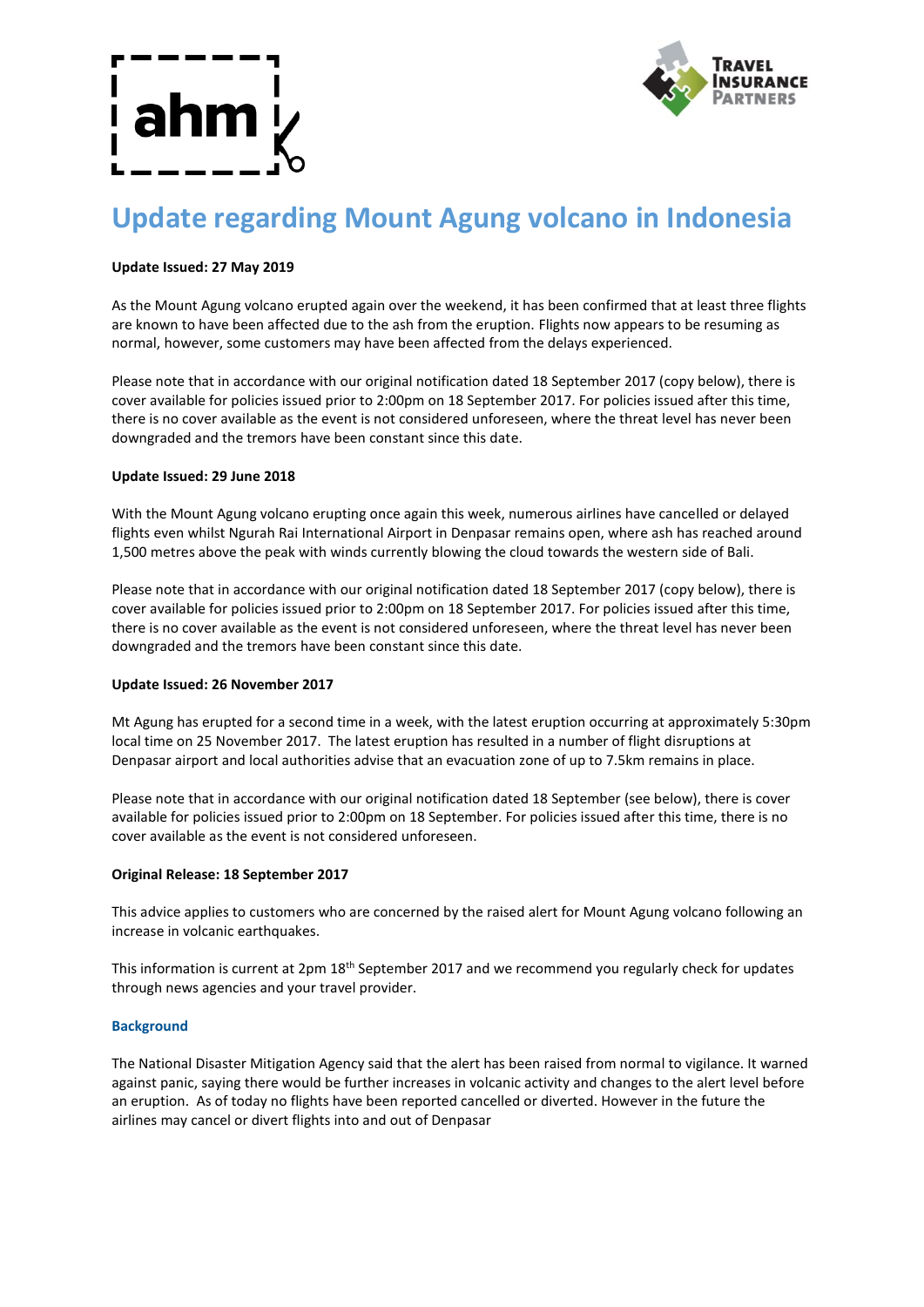# Update regarding Mount Agung volcano in Indonesia

**Update Issued: 27 May 2019**

As the Mount Agung volcano erupted again over the weekend, it has been confirmed that at least three flights are known to have been affected due to the ash from the eruption. Flights now appears to be resuming as normal, however, some customers may have been affected from the delays experienced.

Please note that in accordance with our original notification dated 18 September 2017 (copy below), there is cover available for policies issued prior to 2:00pm on 18 September 2017. For policies issued after this time, there is no cover available as the event is not considered unforeseen, where the threat level has never been downgraded and the tremors have been constant since this date.

**Update Issued: 29 June 2018**

With the Mount Agung volcano erupting once again this week, numerous airlines have cancelled or delayed flights even whilst Ngurah Rai International Airport in Denpasar remains open, where ash has reached around 1,500 metres above the peak with winds currently blowing the cloud towards the western side of Bali.

Please note that in accordance with our original notification dated 18 September 2017 (copy below), there is cover available for policies issued prior to 2:00pm on 18 September 2017. For policies issued after this time, there is no cover available as the event is not considered unforeseen, where the threat level has never been downgraded and the tremors have been constant since this date.

**Update Issued: 26 November 2017**

Mt Agung has erupted for a second time in a week, with the latest eruption occurring at approximately 5:30pm local time on 25 November 2017. The latest eruption has resulted in a number of flight disruptions at Denpasar airport and local authorities advise that an evacuation zone of up to 7.5km remains in place.

Please note that in accordance with our original notification dated 18 September (see below), there is cover available for policies issued prior to 2:00pm on 18 September. For policies issued after this time, there is no cover available as the event is not considered unforeseen.

**Original Release: 18 September 2017**

This advice applies to customers who are concerned by the raised alert for Mount Agung volcano following an increase in volcanic earthquakes.

This information is current at 2pm 18th September 2017 and we recommend you regularly check for updates through news agencies and your travel provider.

### Background

The National Disaster Mitigation Agency said that the alert has been raised from normal to vigilance. It warned against panic, saying there would be further increases in volcanic activity and changes to the alert level before an eruption. As of today no flights have been reported cancelled or diverted. However in the future the airlines may cancel or divert flights into and out of Denpasar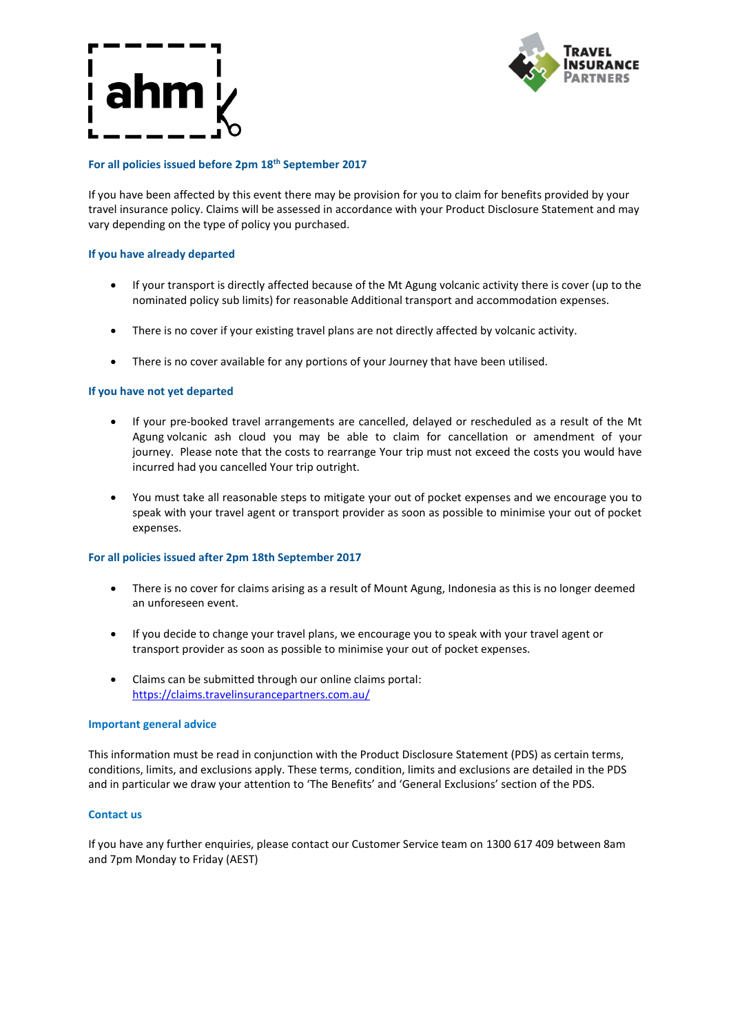ahm

Travel Insurance Partners

### For all policies issued before 2pm 18th September 2017

If you have been affected by this event there may be provision for you to claim for benefits provided by your travel insurance policy. Claims will be assessed in accordance with your Product Disclosure Statement and may vary depending on the type of policy you purchased.

### If you have already departed

- If your transport is directly affected because of the Mt Agung volcanic activity there is cover (up to the nominated policy sub limits) for reasonable Additional transport and accommodation expenses.
- There is no cover if your existing travel plans are not directly affected by volcanic activity.
- There is no cover available for any portions of your Journey that have been utilised.

### If you have not yet departed

- If your pre-booked travel arrangements are cancelled, delayed or rescheduled as a result of the Mt Agung volcanic ash cloud you may be able to claim for cancellation or amendment of your journey. Please note that the costs to rearrange Your trip must not exceed the costs you would have incurred had you cancelled Your trip outright.
- You must take all reasonable steps to mitigate your out of pocket expenses and we encourage you to speak with your travel agent or transport provider as soon as possible to minimise your out of pocket expenses.

### For all policies issued after 2pm 18th September 2017

- There is no cover for claims arising as a result of Mount Agung, Indonesia as this is no longer deemed an unforeseen event.
- If you decide to change your travel plans, we encourage you to speak with your travel agent or transport provider as soon as possible to minimise your out of pocket expenses.
- Claims can be submitted through our online claims portal: https://claims.travelinsurancepartners.com.au/

### Important general advice

This information must be read in conjunction with the Product Disclosure Statement (PDS) as certain terms, conditions, limits, and exclusions apply. These terms, condition, limits and exclusions are detailed in the PDS and in particular we draw your attention to 'The Benefits' and 'General Exclusions' section of the PDS.

### Contact us

If you have any further enquiries, please contact our Customer Service team on 1300 617 409 between 8am and 7pm Monday to Friday (AEST)